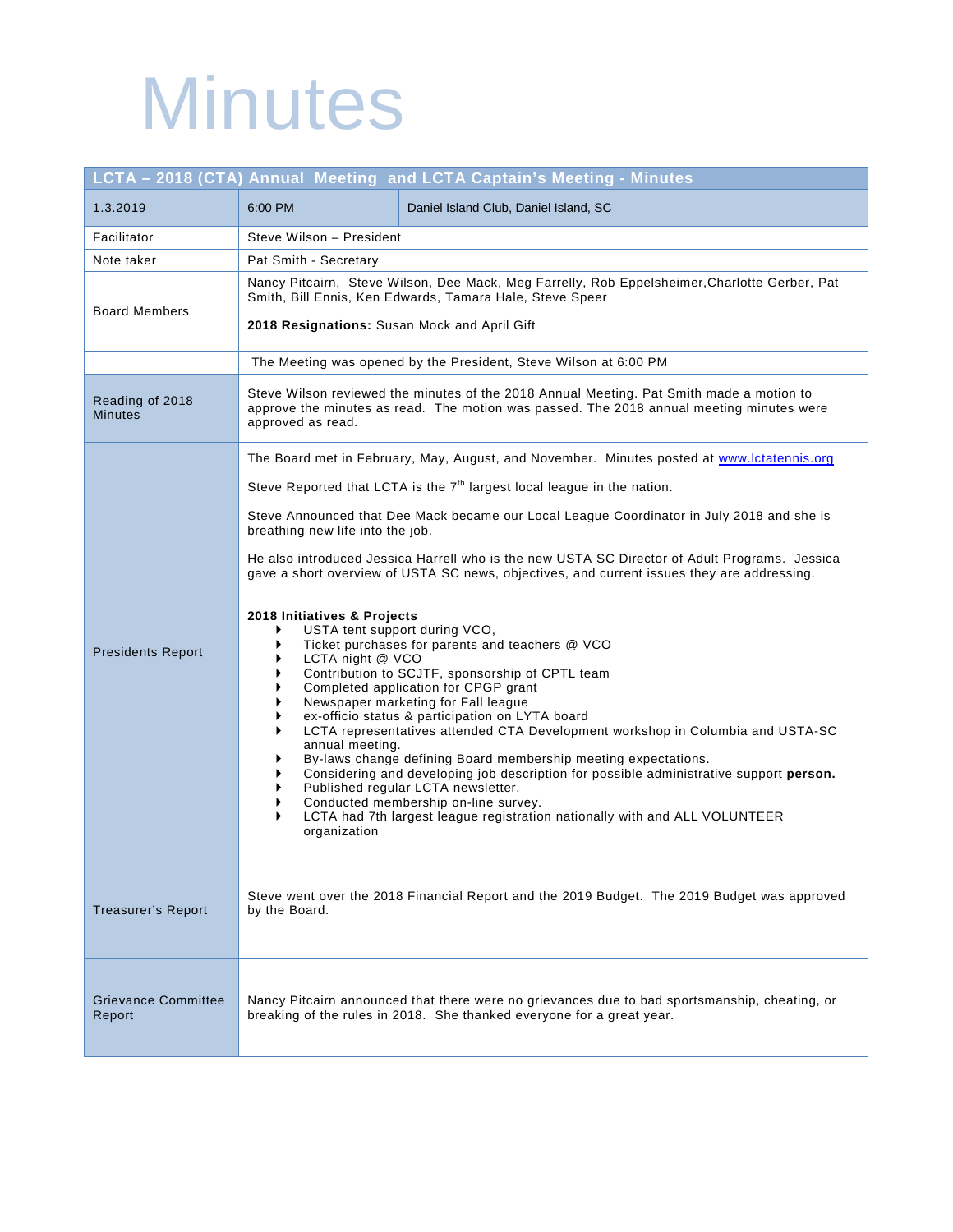# Minutes

| LCTA – 2018 (CTA) Annual Meeting and LCTA Captain's Meeting - Minutes | | |
|---|---|---|
| 1.3.2019 | 6:00 PM | Daniel Island Club, Daniel Island, SC |
| Facilitator | Steve Wilson – President | |
| Note taker | Pat Smith - Secretary | |
| Board Members | Nancy Pitcairn, Steve Wilson, Dee Mack, Meg Farrelly, Rob Eppelsheimer,Charlotte Gerber, Pat Smith, Bill Ennis, Ken Edwards, Tamara Hale, Steve Speer<br><br>**2018 Resignations:** Susan Mock and April Gift | |
| | The Meeting was opened by the President, Steve Wilson at 6:00 PM | |
| Reading of 2018 Minutes | Steve Wilson reviewed the minutes of the 2018 Annual Meeting. Pat Smith made a motion to approve the minutes as read. The motion was passed. The 2018 annual meeting minutes were approved as read. | |
| Presidents Report | The Board met in February, May, August, and November. Minutes posted at www.lctatennis.org<br><br>Steve Reported that LCTA is the 7th largest local league in the nation.<br><br>Steve Announced that Dee Mack became our Local League Coordinator in July 2018 and she is breathing new life into the job.<br><br>He also introduced Jessica Harrell who is the new USTA SC Director of Adult Programs. Jessica gave a short overview of USTA SC news, objectives, and current issues they are addressing.<br><br>**2018 Initiatives & Projects**<br>▸ USTA tent support during VCO,<br>▸ Ticket purchases for parents and teachers @ VCO<br>▸ LCTA night @ VCO<br>▸ Contribution to SCJTF, sponsorship of CPTL team<br>▸ Completed application for CPGP grant<br>▸ Newspaper marketing for Fall league<br>▸ ex-officio status & participation on LYTA board<br>▸ LCTA representatives attended CTA Development workshop in Columbia and USTA-SC annual meeting.<br>▸ By-laws change defining Board membership meeting expectations.<br>▸ Considering and developing job description for possible administrative support **person.**<br>▸ Published regular LCTA newsletter.<br>▸ Conducted membership on-line survey.<br>▸ LCTA had 7th largest league registration nationally with and ALL VOLUNTEER organization | |
| Treasurer's Report | Steve went over the 2018 Financial Report and the 2019 Budget. The 2019 Budget was approved by the Board. | |
| Grievance Committee Report | Nancy Pitcairn announced that there were no grievances due to bad sportsmanship, cheating, or breaking of the rules in 2018. She thanked everyone for a great year. | |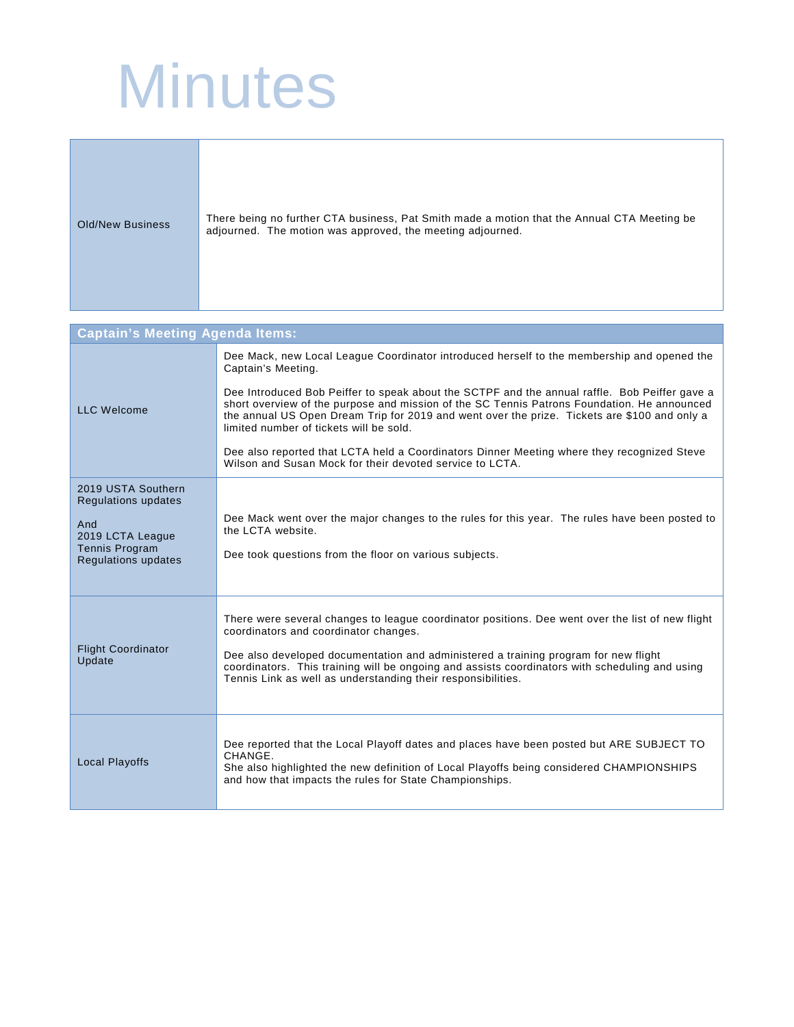# Minutes

| Old/New Business | There being no further CTA business, Pat Smith made a motion that the Annual CTA Meeting be adjourned. The motion was approved, the meeting adjourned. |
|---|---|

| Captain's Meeting Agenda Items: | |
|---|---|
| LLC Welcome | Dee Mack, new Local League Coordinator introduced herself to the membership and opened the Captain's Meeting.<br><br>Dee Introduced Bob Peiffer to speak about the SCTPF and the annual raffle. Bob Peiffer gave a short overview of the purpose and mission of the SC Tennis Patrons Foundation. He announced the annual US Open Dream Trip for 2019 and went over the prize. Tickets are $100 and only a limited number of tickets will be sold.<br><br>Dee also reported that LCTA held a Coordinators Dinner Meeting where they recognized Steve Wilson and Susan Mock for their devoted service to LCTA. |
| 2019 USTA Southern Regulations updates<br><br>And<br>2019 LCTA League Tennis Program Regulations updates | Dee Mack went over the major changes to the rules for this year. The rules have been posted to the LCTA website.<br><br>Dee took questions from the floor on various subjects. |
| Flight Coordinator Update | There were several changes to league coordinator positions. Dee went over the list of new flight coordinators and coordinator changes.<br><br>Dee also developed documentation and administered a training program for new flight coordinators. This training will be ongoing and assists coordinators with scheduling and using Tennis Link as well as understanding their responsibilities. |
| Local Playoffs | Dee reported that the Local Playoff dates and places have been posted but ARE SUBJECT TO CHANGE.<br>She also highlighted the new definition of Local Playoffs being considered CHAMPIONSHIPS and how that impacts the rules for State Championships. |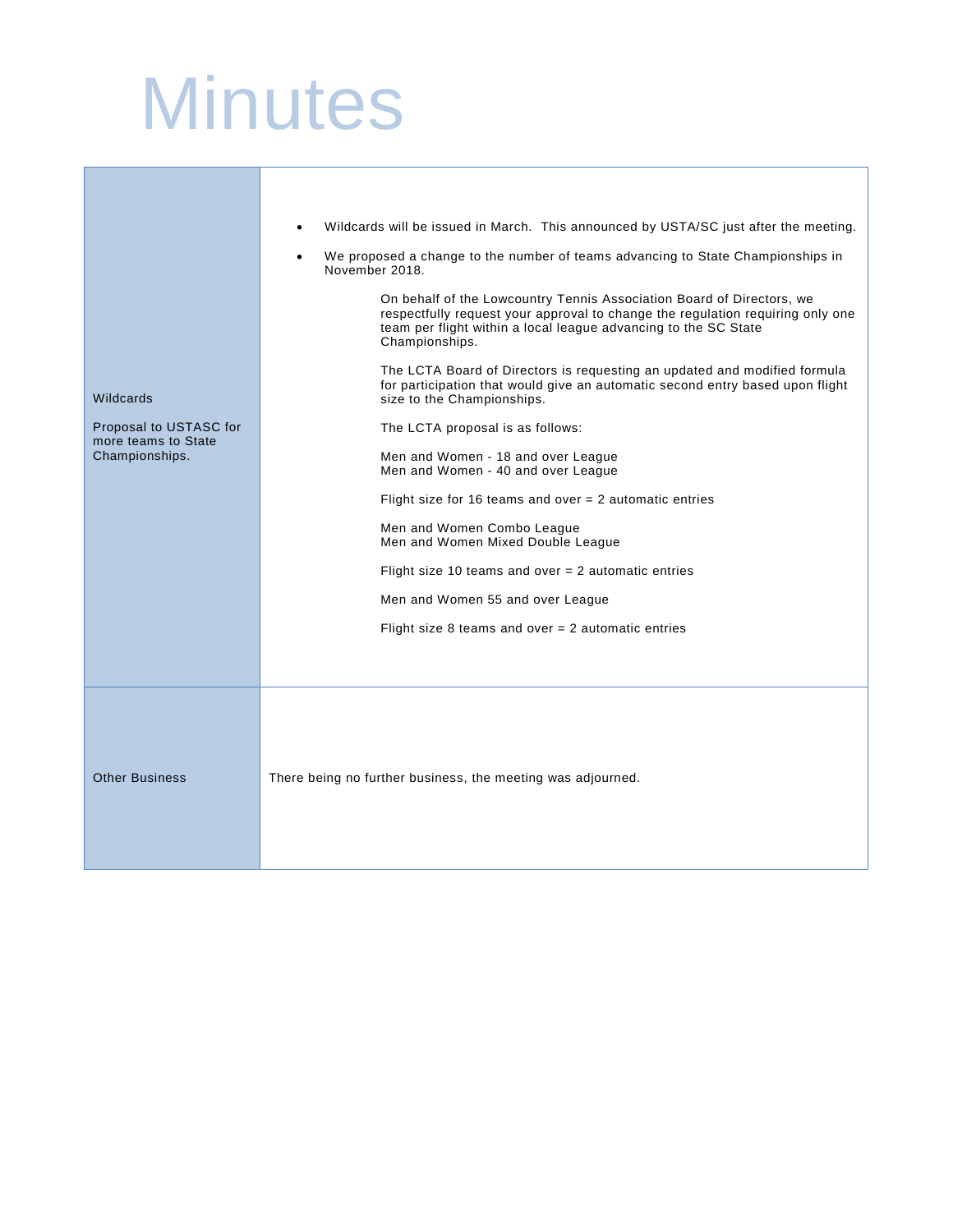# Minutes

| | |
|---|---|
| Wildcards<br><br>Proposal to USTASC for more teams to State Championships. | • Wildcards will be issued in March. This announced by USTA/SC just after the meeting.<br><br>• We proposed a change to the number of teams advancing to State Championships in November 2018.<br><br>On behalf of the Lowcountry Tennis Association Board of Directors, we respectfully request your approval to change the regulation requiring only one team per flight within a local league advancing to the SC State Championships.<br><br>The LCTA Board of Directors is requesting an updated and modified formula for participation that would give an automatic second entry based upon flight size to the Championships.<br><br>The LCTA proposal is as follows:<br><br>Men and Women - 18 and over League<br>Men and Women - 40 and over League<br><br>Flight size for 16 teams and over = 2 automatic entries<br><br>Men and Women Combo League<br>Men and Women Mixed Double League<br><br>Flight size 10 teams and over = 2 automatic entries<br><br>Men and Women 55 and over League<br><br>Flight size 8 teams and over = 2 automatic entries |
| Other Business | There being no further business, the meeting was adjourned. |